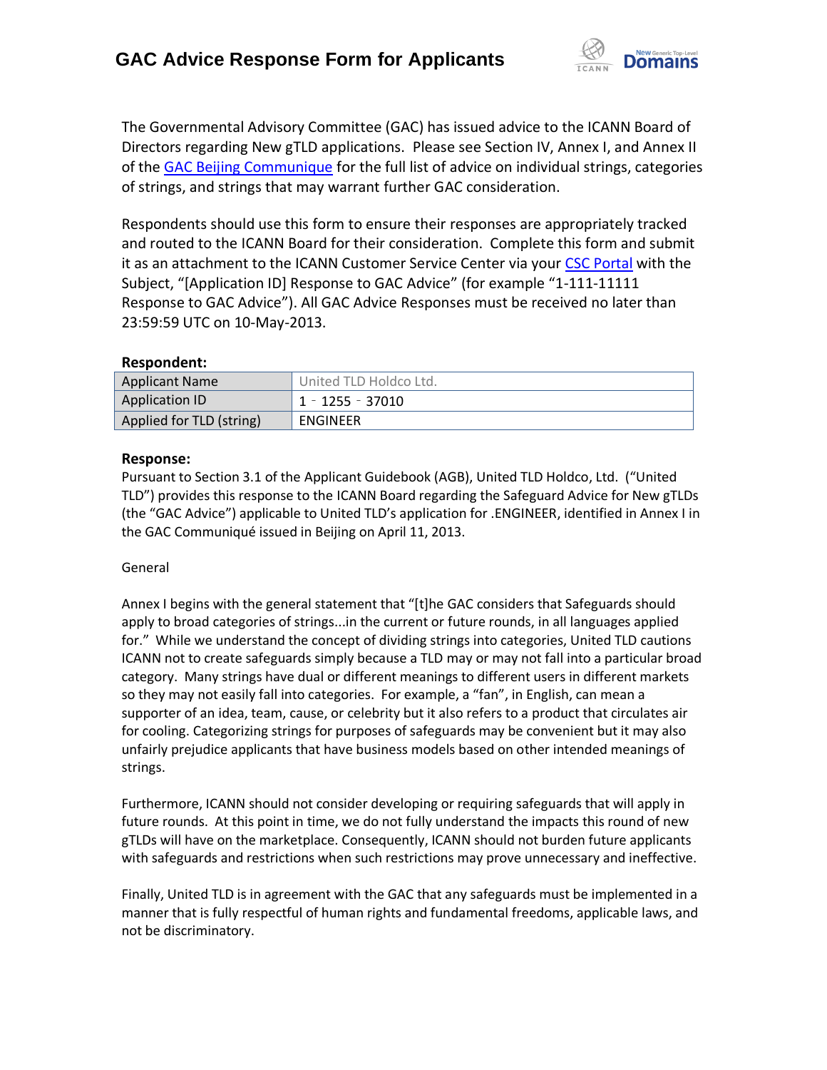# GAC Advice Response Form for Applicants

The Governmental Advisory Committee (GAC) has issued advice to the ICANN Board of Directors regarding New gTLD applications. Please see Section IV, Annex I, and Annex II of the GAC Beijing Communique for the full list of advice on individual strings, categories of strings, and strings that may warrant further GAC consideration.

Respondents should use this form to ensure their responses are appropriately tracked and routed to the ICANN Board for their consideration. Complete this form and submit it as an attachment to the ICANN Customer Service Center via your CSC Portal with the Subject, "[Application ID] Response to GAC Advice" (for example "1-111-11111 Response to GAC Advice"). All GAC Advice Responses must be received no later than 23:59:59 UTC on 10-May-2013.

**Respondent:**

| | |
|---|---|
| Applicant Name | United TLD Holdco Ltd. |
| Application ID | 1‐1255‐37010 |
| Applied for TLD (string) | ENGINEER |

**Response:**

Pursuant to Section 3.1 of the Applicant Guidebook (AGB), United TLD Holdco, Ltd. ("United TLD") provides this response to the ICANN Board regarding the Safeguard Advice for New gTLDs (the "GAC Advice") applicable to United TLD's application for .ENGINEER, identified in Annex I in the GAC Communiqué issued in Beijing on April 11, 2013.

General

Annex I begins with the general statement that "[t]he GAC considers that Safeguards should apply to broad categories of strings...in the current or future rounds, in all languages applied for." While we understand the concept of dividing strings into categories, United TLD cautions ICANN not to create safeguards simply because a TLD may or may not fall into a particular broad category. Many strings have dual or different meanings to different users in different markets so they may not easily fall into categories. For example, a "fan", in English, can mean a supporter of an idea, team, cause, or celebrity but it also refers to a product that circulates air for cooling. Categorizing strings for purposes of safeguards may be convenient but it may also unfairly prejudice applicants that have business models based on other intended meanings of strings.

Furthermore, ICANN should not consider developing or requiring safeguards that will apply in future rounds. At this point in time, we do not fully understand the impacts this round of new gTLDs will have on the marketplace. Consequently, ICANN should not burden future applicants with safeguards and restrictions when such restrictions may prove unnecessary and ineffective.

Finally, United TLD is in agreement with the GAC that any safeguards must be implemented in a manner that is fully respectful of human rights and fundamental freedoms, applicable laws, and not be discriminatory.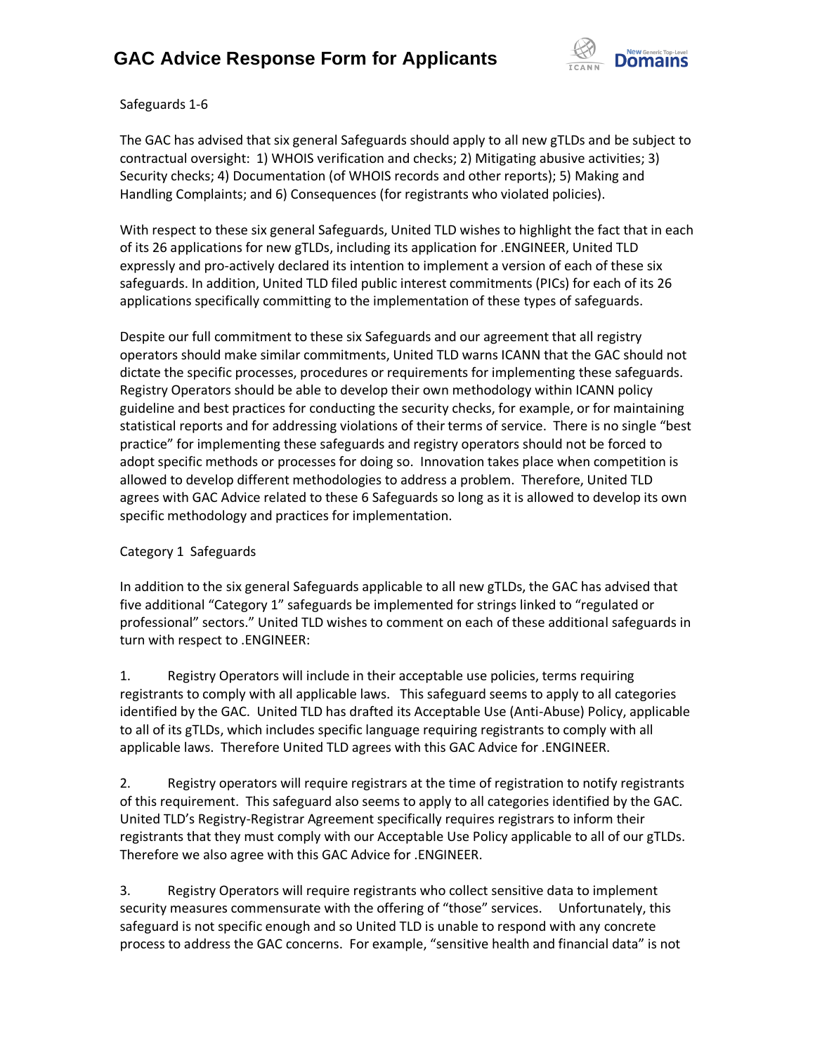Safeguards 1-6

The GAC has advised that six general Safeguards should apply to all new gTLDs and be subject to contractual oversight: 1) WHOIS verification and checks; 2) Mitigating abusive activities; 3) Security checks; 4) Documentation (of WHOIS records and other reports); 5) Making and Handling Complaints; and 6) Consequences (for registrants who violated policies).

With respect to these six general Safeguards, United TLD wishes to highlight the fact that in each of its 26 applications for new gTLDs, including its application for .ENGINEER, United TLD expressly and pro-actively declared its intention to implement a version of each of these six safeguards. In addition, United TLD filed public interest commitments (PICs) for each of its 26 applications specifically committing to the implementation of these types of safeguards.

Despite our full commitment to these six Safeguards and our agreement that all registry operators should make similar commitments, United TLD warns ICANN that the GAC should not dictate the specific processes, procedures or requirements for implementing these safeguards. Registry Operators should be able to develop their own methodology within ICANN policy guideline and best practices for conducting the security checks, for example, or for maintaining statistical reports and for addressing violations of their terms of service. There is no single "best practice" for implementing these safeguards and registry operators should not be forced to adopt specific methods or processes for doing so. Innovation takes place when competition is allowed to develop different methodologies to address a problem. Therefore, United TLD agrees with GAC Advice related to these 6 Safeguards so long as it is allowed to develop its own specific methodology and practices for implementation.

Category 1 Safeguards

In addition to the six general Safeguards applicable to all new gTLDs, the GAC has advised that five additional "Category 1" safeguards be implemented for strings linked to "regulated or professional" sectors." United TLD wishes to comment on each of these additional safeguards in turn with respect to .ENGINEER:

1. Registry Operators will include in their acceptable use policies, terms requiring registrants to comply with all applicable laws. This safeguard seems to apply to all categories identified by the GAC. United TLD has drafted its Acceptable Use (Anti-Abuse) Policy, applicable to all of its gTLDs, which includes specific language requiring registrants to comply with all applicable laws. Therefore United TLD agrees with this GAC Advice for .ENGINEER.

2. Registry operators will require registrars at the time of registration to notify registrants of this requirement. This safeguard also seems to apply to all categories identified by the GAC. United TLD's Registry-Registrar Agreement specifically requires registrars to inform their registrants that they must comply with our Acceptable Use Policy applicable to all of our gTLDs. Therefore we also agree with this GAC Advice for .ENGINEER.

3. Registry Operators will require registrants who collect sensitive data to implement security measures commensurate with the offering of "those" services. Unfortunately, this safeguard is not specific enough and so United TLD is unable to respond with any concrete process to address the GAC concerns. For example, "sensitive health and financial data" is not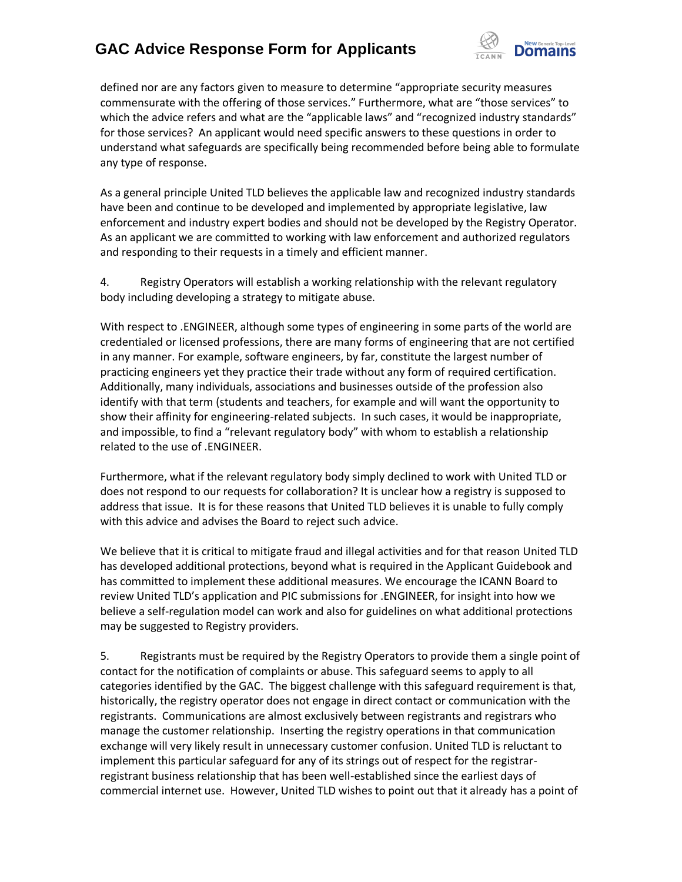defined nor are any factors given to measure to determine "appropriate security measures commensurate with the offering of those services." Furthermore, what are "those services" to which the advice refers and what are the "applicable laws" and "recognized industry standards" for those services? An applicant would need specific answers to these questions in order to understand what safeguards are specifically being recommended before being able to formulate any type of response.

As a general principle United TLD believes the applicable law and recognized industry standards have been and continue to be developed and implemented by appropriate legislative, law enforcement and industry expert bodies and should not be developed by the Registry Operator. As an applicant we are committed to working with law enforcement and authorized regulators and responding to their requests in a timely and efficient manner.

4. Registry Operators will establish a working relationship with the relevant regulatory body including developing a strategy to mitigate abuse.

With respect to .ENGINEER, although some types of engineering in some parts of the world are credentialed or licensed professions, there are many forms of engineering that are not certified in any manner. For example, software engineers, by far, constitute the largest number of practicing engineers yet they practice their trade without any form of required certification. Additionally, many individuals, associations and businesses outside of the profession also identify with that term (students and teachers, for example and will want the opportunity to show their affinity for engineering-related subjects. In such cases, it would be inappropriate, and impossible, to find a "relevant regulatory body" with whom to establish a relationship related to the use of .ENGINEER.

Furthermore, what if the relevant regulatory body simply declined to work with United TLD or does not respond to our requests for collaboration? It is unclear how a registry is supposed to address that issue. It is for these reasons that United TLD believes it is unable to fully comply with this advice and advises the Board to reject such advice.

We believe that it is critical to mitigate fraud and illegal activities and for that reason United TLD has developed additional protections, beyond what is required in the Applicant Guidebook and has committed to implement these additional measures. We encourage the ICANN Board to review United TLD's application and PIC submissions for .ENGINEER, for insight into how we believe a self-regulation model can work and also for guidelines on what additional protections may be suggested to Registry providers.

5. Registrants must be required by the Registry Operators to provide them a single point of contact for the notification of complaints or abuse. This safeguard seems to apply to all categories identified by the GAC. The biggest challenge with this safeguard requirement is that, historically, the registry operator does not engage in direct contact or communication with the registrants. Communications are almost exclusively between registrants and registrars who manage the customer relationship. Inserting the registry operations in that communication exchange will very likely result in unnecessary customer confusion. United TLD is reluctant to implement this particular safeguard for any of its strings out of respect for the registrar-registrant business relationship that has been well-established since the earliest days of commercial internet use. However, United TLD wishes to point out that it already has a point of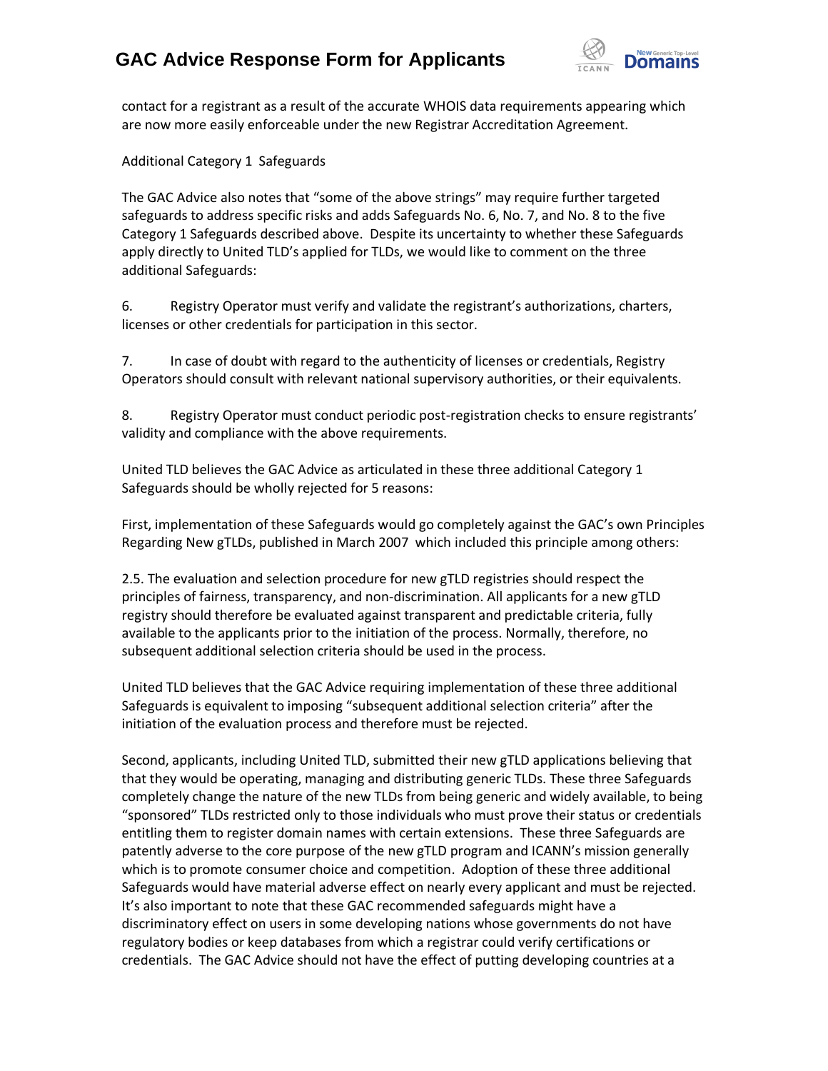contact for a registrant as a result of the accurate WHOIS data requirements appearing which are now more easily enforceable under the new Registrar Accreditation Agreement.

Additional Category 1 Safeguards

The GAC Advice also notes that "some of the above strings" may require further targeted safeguards to address specific risks and adds Safeguards No. 6, No. 7, and No. 8 to the five Category 1 Safeguards described above. Despite its uncertainty to whether these Safeguards apply directly to United TLD's applied for TLDs, we would like to comment on the three additional Safeguards:

6. Registry Operator must verify and validate the registrant's authorizations, charters, licenses or other credentials for participation in this sector.

7. In case of doubt with regard to the authenticity of licenses or credentials, Registry Operators should consult with relevant national supervisory authorities, or their equivalents.

8. Registry Operator must conduct periodic post-registration checks to ensure registrants' validity and compliance with the above requirements.

United TLD believes the GAC Advice as articulated in these three additional Category 1 Safeguards should be wholly rejected for 5 reasons:

First, implementation of these Safeguards would go completely against the GAC's own Principles Regarding New gTLDs, published in March 2007 which included this principle among others:

2.5. The evaluation and selection procedure for new gTLD registries should respect the principles of fairness, transparency, and non-discrimination. All applicants for a new gTLD registry should therefore be evaluated against transparent and predictable criteria, fully available to the applicants prior to the initiation of the process. Normally, therefore, no subsequent additional selection criteria should be used in the process.

United TLD believes that the GAC Advice requiring implementation of these three additional Safeguards is equivalent to imposing "subsequent additional selection criteria" after the initiation of the evaluation process and therefore must be rejected.

Second, applicants, including United TLD, submitted their new gTLD applications believing that that they would be operating, managing and distributing generic TLDs. These three Safeguards completely change the nature of the new TLDs from being generic and widely available, to being "sponsored" TLDs restricted only to those individuals who must prove their status or credentials entitling them to register domain names with certain extensions. These three Safeguards are patently adverse to the core purpose of the new gTLD program and ICANN's mission generally which is to promote consumer choice and competition. Adoption of these three additional Safeguards would have material adverse effect on nearly every applicant and must be rejected. It's also important to note that these GAC recommended safeguards might have a discriminatory effect on users in some developing nations whose governments do not have regulatory bodies or keep databases from which a registrar could verify certifications or credentials. The GAC Advice should not have the effect of putting developing countries at a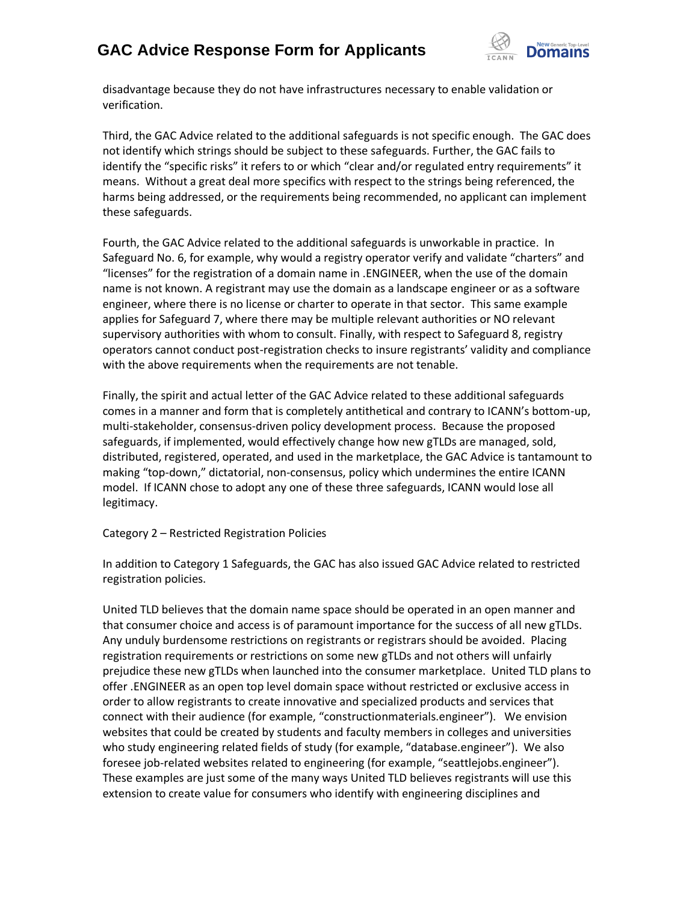disadvantage because they do not have infrastructures necessary to enable validation or verification.

Third, the GAC Advice related to the additional safeguards is not specific enough. The GAC does not identify which strings should be subject to these safeguards. Further, the GAC fails to identify the "specific risks" it refers to or which "clear and/or regulated entry requirements" it means. Without a great deal more specifics with respect to the strings being referenced, the harms being addressed, or the requirements being recommended, no applicant can implement these safeguards.

Fourth, the GAC Advice related to the additional safeguards is unworkable in practice. In Safeguard No. 6, for example, why would a registry operator verify and validate "charters" and "licenses" for the registration of a domain name in .ENGINEER, when the use of the domain name is not known. A registrant may use the domain as a landscape engineer or as a software engineer, where there is no license or charter to operate in that sector. This same example applies for Safeguard 7, where there may be multiple relevant authorities or NO relevant supervisory authorities with whom to consult. Finally, with respect to Safeguard 8, registry operators cannot conduct post-registration checks to insure registrants' validity and compliance with the above requirements when the requirements are not tenable.

Finally, the spirit and actual letter of the GAC Advice related to these additional safeguards comes in a manner and form that is completely antithetical and contrary to ICANN's bottom-up, multi-stakeholder, consensus-driven policy development process. Because the proposed safeguards, if implemented, would effectively change how new gTLDs are managed, sold, distributed, registered, operated, and used in the marketplace, the GAC Advice is tantamount to making "top-down," dictatorial, non-consensus, policy which undermines the entire ICANN model. If ICANN chose to adopt any one of these three safeguards, ICANN would lose all legitimacy.

Category 2 – Restricted Registration Policies

In addition to Category 1 Safeguards, the GAC has also issued GAC Advice related to restricted registration policies.

United TLD believes that the domain name space should be operated in an open manner and that consumer choice and access is of paramount importance for the success of all new gTLDs. Any unduly burdensome restrictions on registrants or registrars should be avoided. Placing registration requirements or restrictions on some new gTLDs and not others will unfairly prejudice these new gTLDs when launched into the consumer marketplace. United TLD plans to offer .ENGINEER as an open top level domain space without restricted or exclusive access in order to allow registrants to create innovative and specialized products and services that connect with their audience (for example, "constructionmaterials.engineer"). We envision websites that could be created by students and faculty members in colleges and universities who study engineering related fields of study (for example, "database.engineer"). We also foresee job-related websites related to engineering (for example, "seattlejobs.engineer"). These examples are just some of the many ways United TLD believes registrants will use this extension to create value for consumers who identify with engineering disciplines and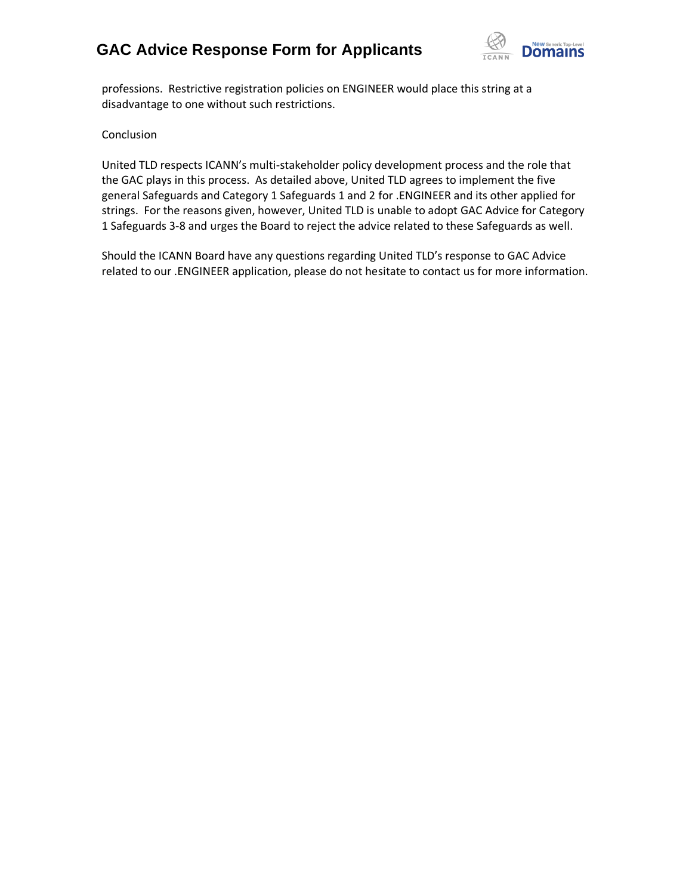professions. Restrictive registration policies on ENGINEER would place this string at a disadvantage to one without such restrictions.

Conclusion

United TLD respects ICANN's multi-stakeholder policy development process and the role that the GAC plays in this process. As detailed above, United TLD agrees to implement the five general Safeguards and Category 1 Safeguards 1 and 2 for .ENGINEER and its other applied for strings. For the reasons given, however, United TLD is unable to adopt GAC Advice for Category 1 Safeguards 3-8 and urges the Board to reject the advice related to these Safeguards as well.

Should the ICANN Board have any questions regarding United TLD's response to GAC Advice related to our .ENGINEER application, please do not hesitate to contact us for more information.